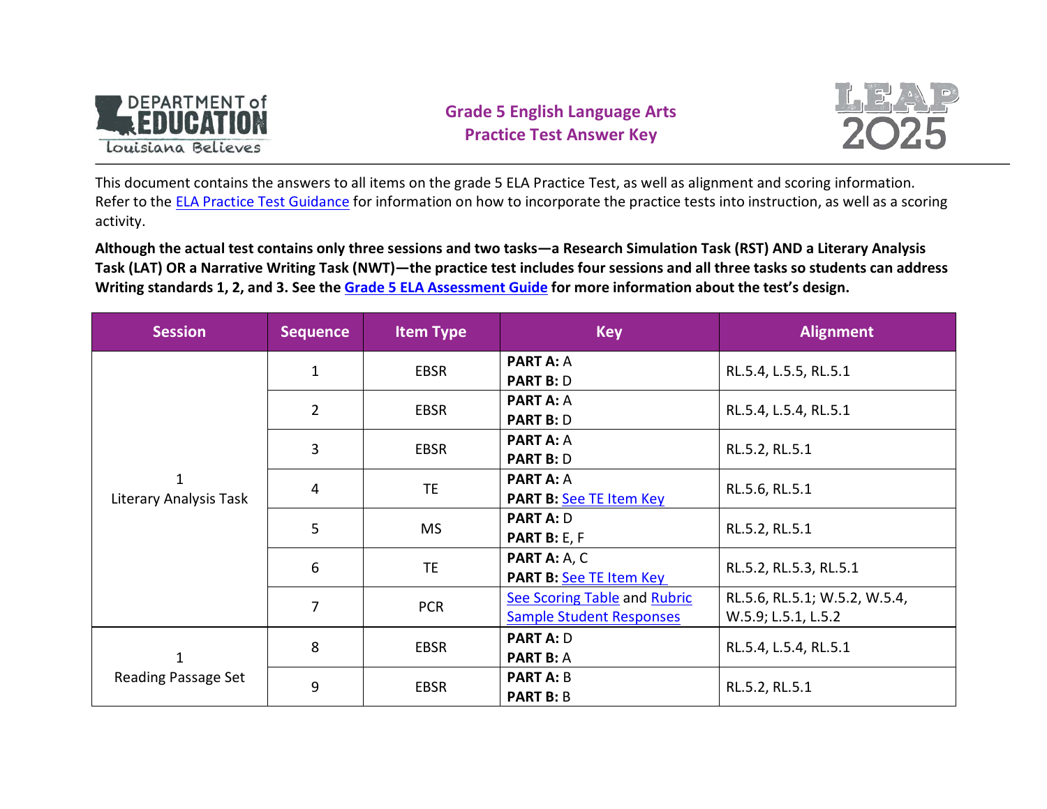# Grade 5 English Language Arts
## Practice Test Answer Key

This document contains the answers to all items on the grade 5 ELA Practice Test, as well as alignment and scoring information. Refer to the ELA Practice Test Guidance for information on how to incorporate the practice tests into instruction, as well as a scoring activity.

**Although the actual test contains only three sessions and two tasks—a Research Simulation Task (RST) AND a Literary Analysis Task (LAT) OR a Narrative Writing Task (NWT)—the practice test includes four sessions and all three tasks so students can address Writing standards 1, 2, and 3. See the Grade 5 ELA Assessment Guide for more information about the test's design.**

| Session | Sequence | Item Type | Key | Alignment |
|---|---|---|---|---|
| 1<br>Literary Analysis Task | 1 | EBSR | **PART A:** A<br>**PART B:** D | RL.5.4, L.5.5, RL.5.1 |
| | 2 | EBSR | **PART A:** A<br>**PART B:** D | RL.5.4, L.5.4, RL.5.1 |
| | 3 | EBSR | **PART A:** A<br>**PART B:** D | RL.5.2, RL.5.1 |
| | 4 | TE | **PART A:** A<br>**PART B:** See TE Item Key | RL.5.6, RL.5.1 |
| | 5 | MS | **PART A:** D<br>**PART B:** E, F | RL.5.2, RL.5.1 |
| | 6 | TE | **PART A:** A, C<br>**PART B:** See TE Item Key | RL.5.2, RL.5.3, RL.5.1 |
| | 7 | PCR | See Scoring Table and Rubric<br>Sample Student Responses | RL.5.6, RL.5.1; W.5.2, W.5.4, W.5.9; L.5.1, L.5.2 |
| 1<br>Reading Passage Set | 8 | EBSR | **PART A:** D<br>**PART B:** A | RL.5.4, L.5.4, RL.5.1 |
| | 9 | EBSR | **PART A:** B<br>**PART B:** B | RL.5.2, RL.5.1 |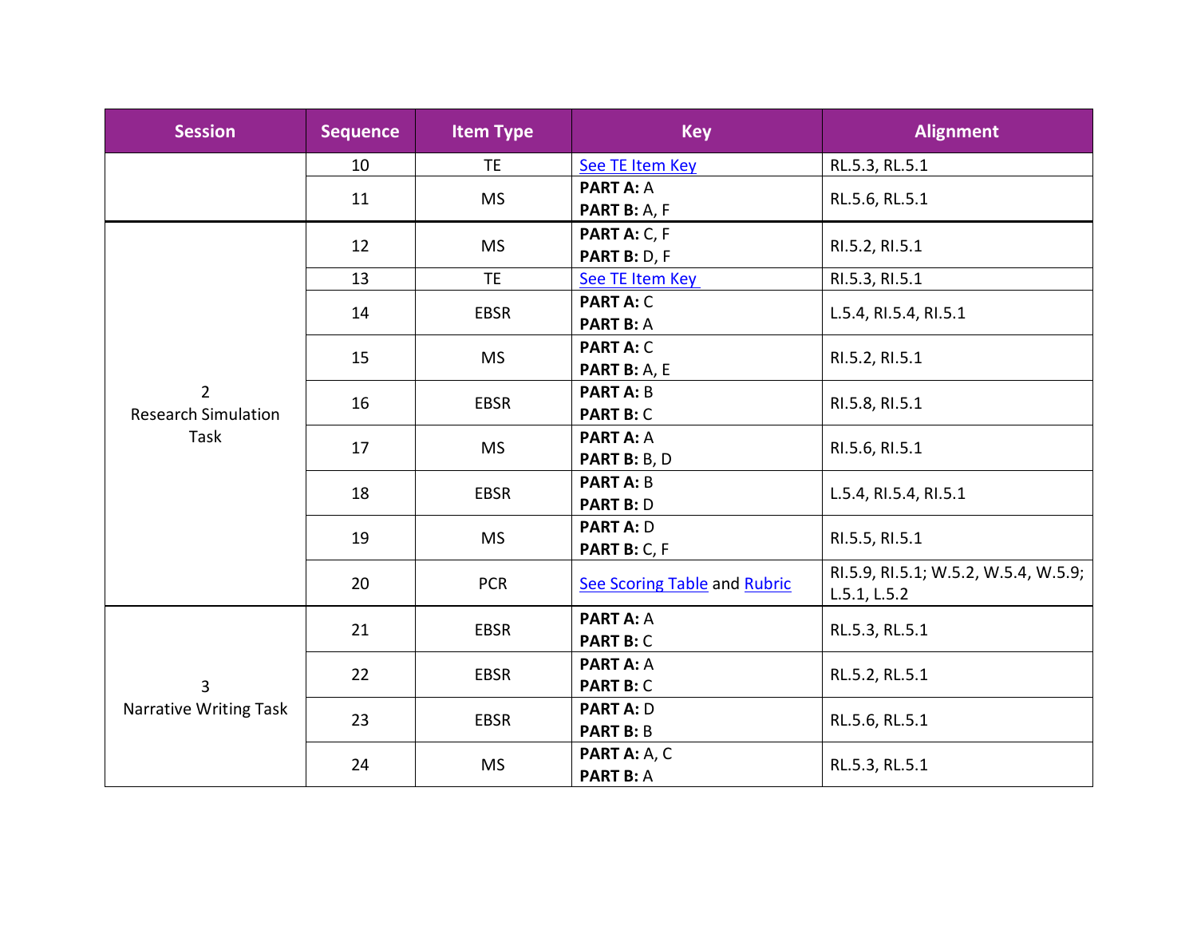| Session | Sequence | Item Type | Key | Alignment |
|---|---|---|---|---|
| | 10 | TE | See TE Item Key | RL.5.3, RL.5.1 |
| | 11 | MS | **PART A:** A<br>**PART B:** A, F | RL.5.6, RL.5.1 |
| 2<br>Research Simulation Task | 12 | MS | **PART A:** C, F<br>**PART B:** D, F | RI.5.2, RI.5.1 |
| | 13 | TE | See TE Item Key | RI.5.3, RI.5.1 |
| | 14 | EBSR | **PART A:** C<br>**PART B:** A | L.5.4, RI.5.4, RI.5.1 |
| | 15 | MS | **PART A:** C<br>**PART B:** A, E | RI.5.2, RI.5.1 |
| | 16 | EBSR | **PART A:** B<br>**PART B:** C | RI.5.8, RI.5.1 |
| | 17 | MS | **PART A:** A<br>**PART B:** B, D | RI.5.6, RI.5.1 |
| | 18 | EBSR | **PART A:** B<br>**PART B:** D | L.5.4, RI.5.4, RI.5.1 |
| | 19 | MS | **PART A:** D<br>**PART B:** C, F | RI.5.5, RI.5.1 |
| | 20 | PCR | See Scoring Table and Rubric | RI.5.9, RI.5.1; W.5.2, W.5.4, W.5.9; L.5.1, L.5.2 |
| 3<br>Narrative Writing Task | 21 | EBSR | **PART A:** A<br>**PART B:** C | RL.5.3, RL.5.1 |
| | 22 | EBSR | **PART A:** A<br>**PART B:** C | RL.5.2, RL.5.1 |
| | 23 | EBSR | **PART A:** D<br>**PART B:** B | RL.5.6, RL.5.1 |
| | 24 | MS | **PART A:** A, C<br>**PART B:** A | RL.5.3, RL.5.1 |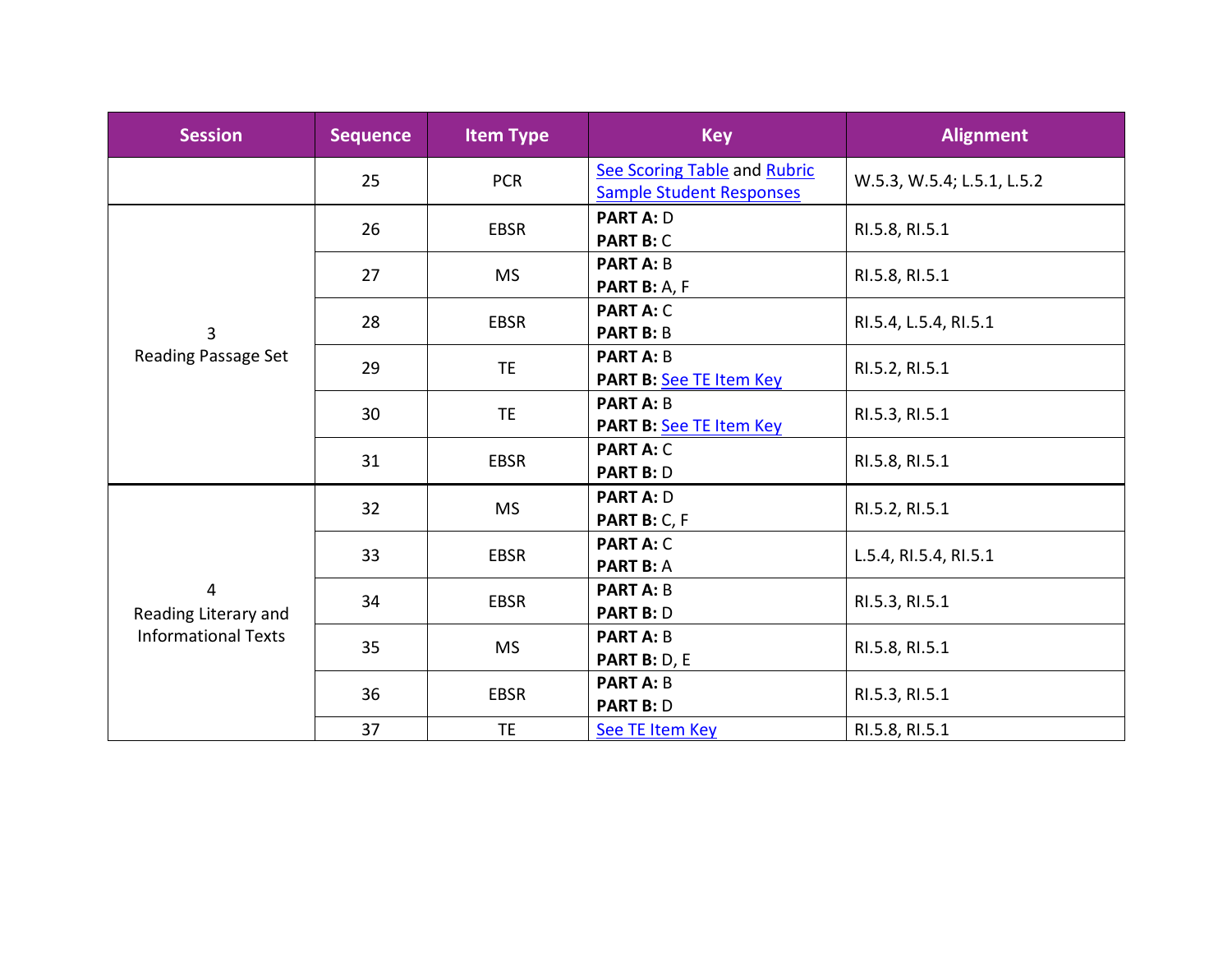| Session | Sequence | Item Type | Key | Alignment |
|---|---|---|---|---|
| | 25 | PCR | See Scoring Table and Rubric Sample Student Responses | W.5.3, W.5.4; L.5.1, L.5.2 |
| 3 Reading Passage Set | 26 | EBSR | **PART A:** D **PART B:** C | RI.5.8, RI.5.1 |
| | 27 | MS | **PART A:** B **PART B:** A, F | RI.5.8, RI.5.1 |
| | 28 | EBSR | **PART A:** C **PART B:** B | RI.5.4, L.5.4, RI.5.1 |
| | 29 | TE | **PART A:** B **PART B:** See TE Item Key | RI.5.2, RI.5.1 |
| | 30 | TE | **PART A:** B **PART B:** See TE Item Key | RI.5.3, RI.5.1 |
| | 31 | EBSR | **PART A:** C **PART B:** D | RI.5.8, RI.5.1 |
| 4 Reading Literary and Informational Texts | 32 | MS | **PART A:** D **PART B:** C, F | RI.5.2, RI.5.1 |
| | 33 | EBSR | **PART A:** C **PART B:** A | L.5.4, RI.5.4, RI.5.1 |
| | 34 | EBSR | **PART A:** B **PART B:** D | RI.5.3, RI.5.1 |
| | 35 | MS | **PART A:** B **PART B:** D, E | RI.5.8, RI.5.1 |
| | 36 | EBSR | **PART A:** B **PART B:** D | RI.5.3, RI.5.1 |
| | 37 | TE | See TE Item Key | RI.5.8, RI.5.1 |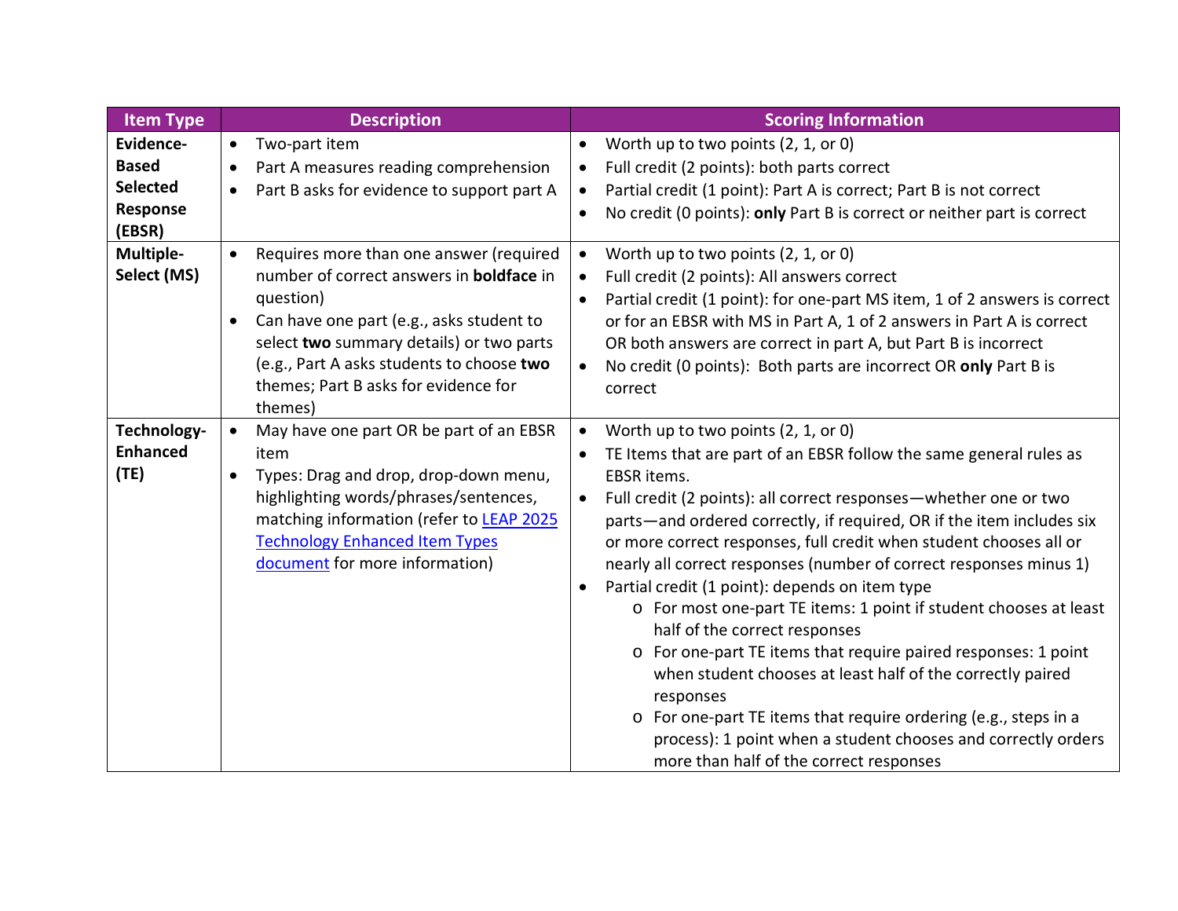| Item Type | Description | Scoring Information |
| --- | --- | --- |
| **Evidence-Based Selected Response (EBSR)** | • Two-part item<br>• Part A measures reading comprehension<br>• Part B asks for evidence to support part A | • Worth up to two points (2, 1, or 0)<br>• Full credit (2 points): both parts correct<br>• Partial credit (1 point): Part A is correct; Part B is not correct<br>• No credit (0 points): **only** Part B is correct or neither part is correct |
| **Multiple-Select (MS)** | • Requires more than one answer (required number of correct answers in **boldface** in question)<br>• Can have one part (e.g., asks student to select **two** summary details) or two parts (e.g., Part A asks students to choose **two** themes; Part B asks for evidence for themes) | • Worth up to two points (2, 1, or 0)<br>• Full credit (2 points): All answers correct<br>• Partial credit (1 point): for one-part MS item, 1 of 2 answers is correct or for an EBSR with MS in Part A, 1 of 2 answers in Part A is correct OR both answers are correct in part A, but Part B is incorrect<br>• No credit (0 points): Both parts are incorrect OR **only** Part B is correct |
| **Technology-Enhanced (TE)** | • May have one part OR be part of an EBSR item<br>• Types: Drag and drop, drop-down menu, highlighting words/phrases/sentences, matching information (refer to [LEAP 2025 Technology Enhanced Item Types document]() for more information) | • Worth up to two points (2, 1, or 0)<br>• TE Items that are part of an EBSR follow the same general rules as EBSR items.<br>• Full credit (2 points): all correct responses—whether one or two parts—and ordered correctly, if required, OR if the item includes six or more correct responses, full credit when student chooses all or nearly all correct responses (number of correct responses minus 1)<br>• Partial credit (1 point): depends on item type<br>&nbsp;&nbsp;&nbsp;&nbsp;o For most one-part TE items: 1 point if student chooses at least half of the correct responses<br>&nbsp;&nbsp;&nbsp;&nbsp;o For one-part TE items that require paired responses: 1 point when student chooses at least half of the correctly paired responses<br>&nbsp;&nbsp;&nbsp;&nbsp;o For one-part TE items that require ordering (e.g., steps in a process): 1 point when a student chooses and correctly orders more than half of the correct responses |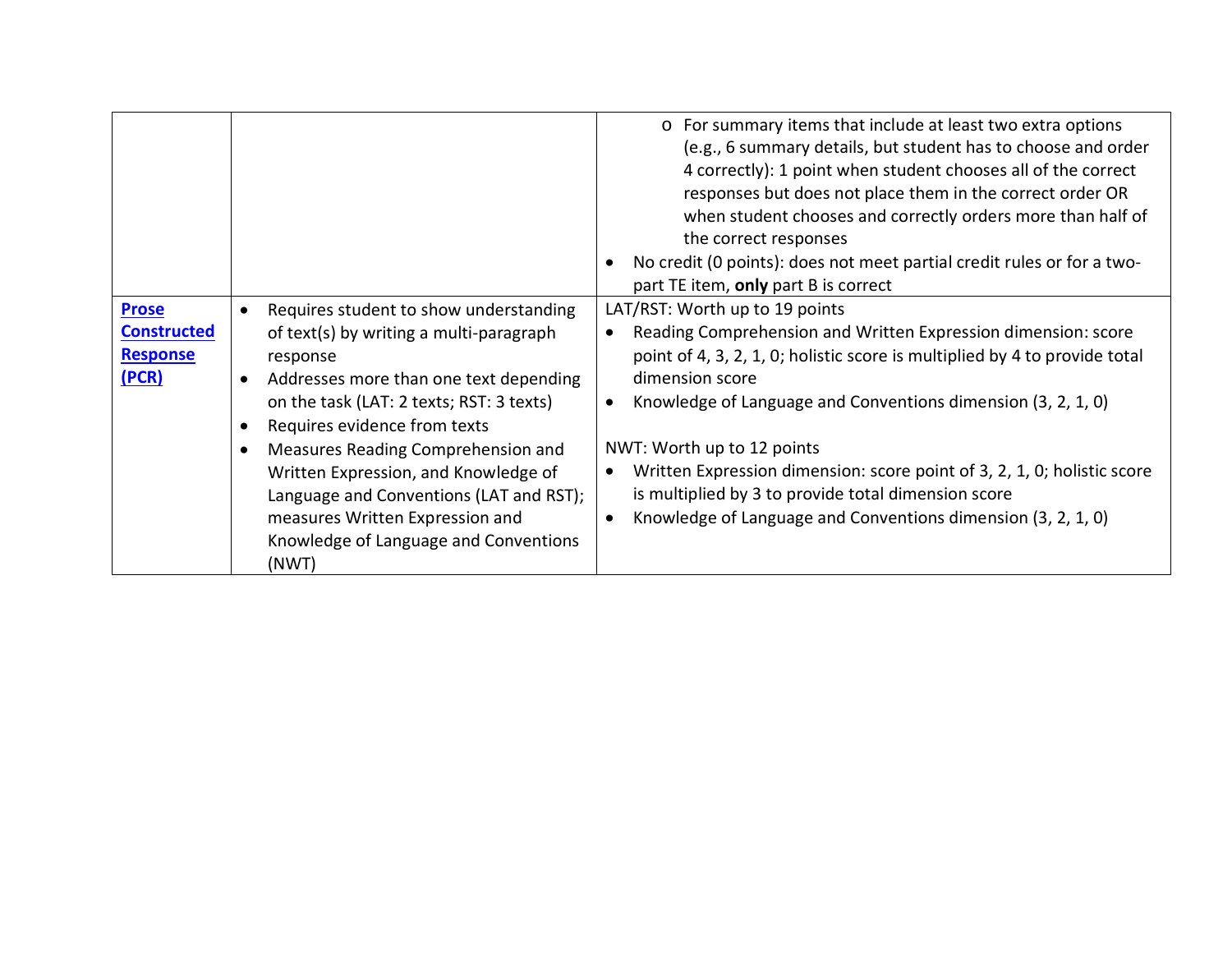| | | |
|---|---|---|
| | | o For summary items that include at least two extra options (e.g., 6 summary details, but student has to choose and order 4 correctly): 1 point when student chooses all of the correct responses but does not place them in the correct order OR when student chooses and correctly orders more than half of the correct responses<br>• No credit (0 points): does not meet partial credit rules or for a two-part TE item, **only** part B is correct |
| **Prose Constructed Response (PCR)** | • Requires student to show understanding of text(s) by writing a multi-paragraph response<br>• Addresses more than one text depending on the task (LAT: 2 texts; RST: 3 texts)<br>• Requires evidence from texts<br>• Measures Reading Comprehension and Written Expression, and Knowledge of Language and Conventions (LAT and RST); measures Written Expression and Knowledge of Language and Conventions (NWT) | LAT/RST: Worth up to 19 points<br>• Reading Comprehension and Written Expression dimension: score point of 4, 3, 2, 1, 0; holistic score is multiplied by 4 to provide total dimension score<br>• Knowledge of Language and Conventions dimension (3, 2, 1, 0)<br><br>NWT: Worth up to 12 points<br>• Written Expression dimension: score point of 3, 2, 1, 0; holistic score is multiplied by 3 to provide total dimension score<br>• Knowledge of Language and Conventions dimension (3, 2, 1, 0) |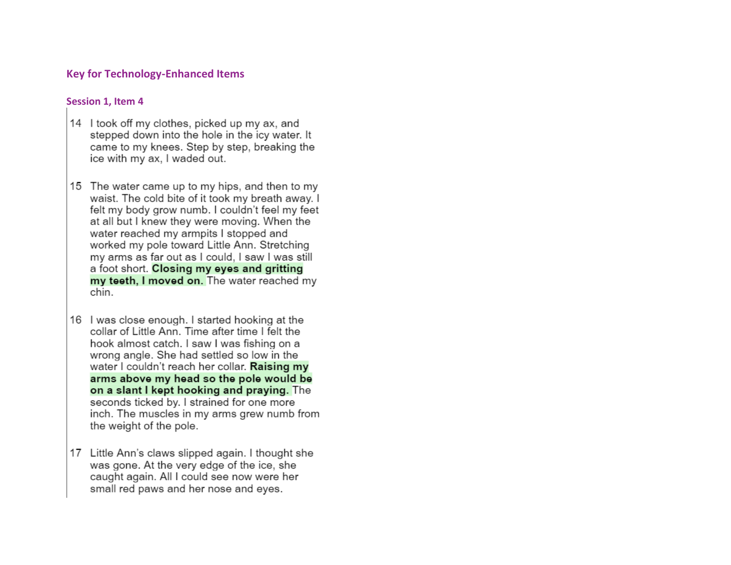## Key for Technology-Enhanced Items

### Session 1, Item 4

14 I took off my clothes, picked up my ax, and stepped down into the hole in the icy water. It came to my knees. Step by step, breaking the ice with my ax, I waded out.

15 The water came up to my hips, and then to my waist. The cold bite of it took my breath away. I felt my body grow numb. I couldn't feel my feet at all but I knew they were moving. When the water reached my armpits I stopped and worked my pole toward Little Ann. Stretching my arms as far out as I could, I saw I was still a foot short. **Closing my eyes and gritting my teeth, I moved on.** The water reached my chin.

16 I was close enough. I started hooking at the collar of Little Ann. Time after time I felt the hook almost catch. I saw I was fishing on a wrong angle. She had settled so low in the water I couldn't reach her collar. **Raising my arms above my head so the pole would be on a slant I kept hooking and praying.** The seconds ticked by. I strained for one more inch. The muscles in my arms grew numb from the weight of the pole.

17 Little Ann's claws slipped again. I thought she was gone. At the very edge of the ice, she caught again. All I could see now were her small red paws and her nose and eyes.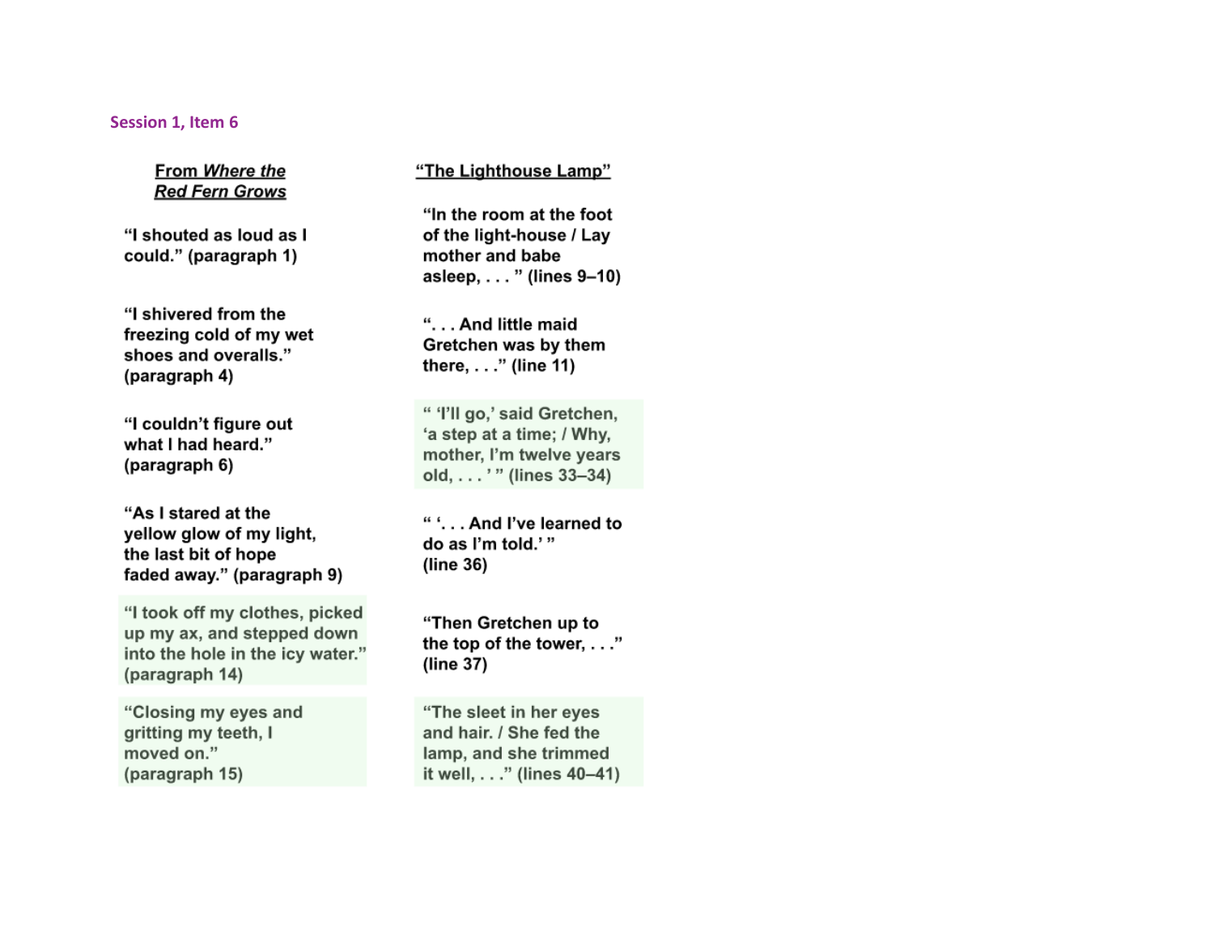Session 1, Item 6

| From *Where the Red Fern Grows* | "The Lighthouse Lamp" |
| --- | --- |
| "I shouted as loud as I could." (paragraph 1) | "In the room at the foot of the light-house / Lay mother and babe asleep, . . . " (lines 9–10) |
| "I shivered from the freezing cold of my wet shoes and overalls." (paragraph 4) | ". . . And little maid Gretchen was by them there, . . ." (line 11) |
| "I couldn't figure out what I had heard." (paragraph 6) | " 'I'll go,' said Gretchen, 'a step at a time; / Why, mother, I'm twelve years old, . . . ' " (lines 33–34) |
| "As I stared at the yellow glow of my light, the last bit of hope faded away." (paragraph 9) | " '. . . And I've learned to do as I'm told.' " (line 36) |
| "I took off my clothes, picked up my ax, and stepped down into the hole in the icy water." (paragraph 14) | "Then Gretchen up to the top of the tower, . . ." (line 37) |
| "Closing my eyes and gritting my teeth, I moved on." (paragraph 15) | "The sleet in her eyes and hair. / She fed the lamp, and she trimmed it well, . . ." (lines 40–41) |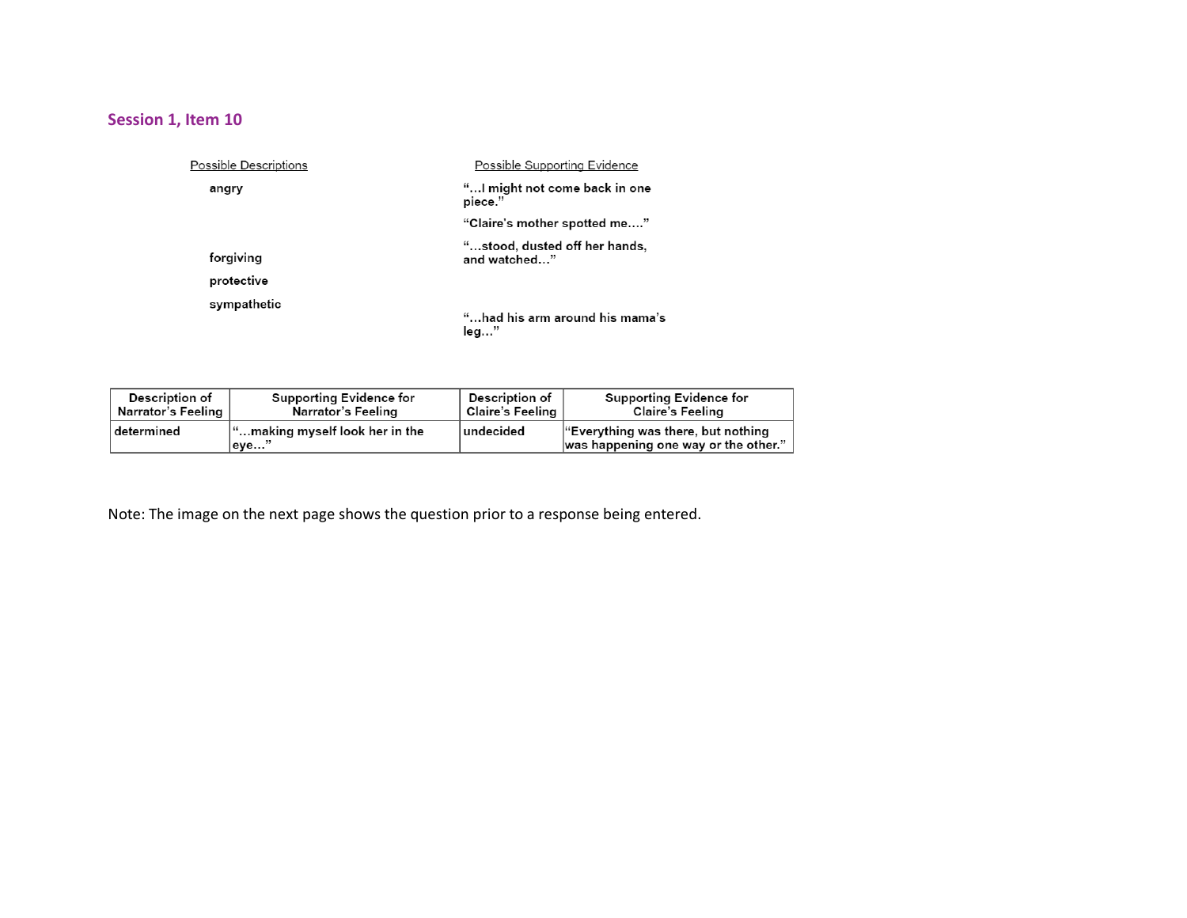## Session 1, Item 10

Possible Descriptions

- angry
- forgiving
- protective
- sympathetic

Possible Supporting Evidence

- "…I might not come back in one piece."
- "Claire's mother spotted me…."
- "…stood, dusted off her hands, and watched…"
- "…had his arm around his mama's leg…"

| Description of Narrator's Feeling | Supporting Evidence for Narrator's Feeling | Description of Claire's Feeling | Supporting Evidence for Claire's Feeling |
| --- | --- | --- | --- |
| determined | "…making myself look her in the eye…" | undecided | "Everything was there, but nothing was happening one way or the other." |

Note: The image on the next page shows the question prior to a response being entered.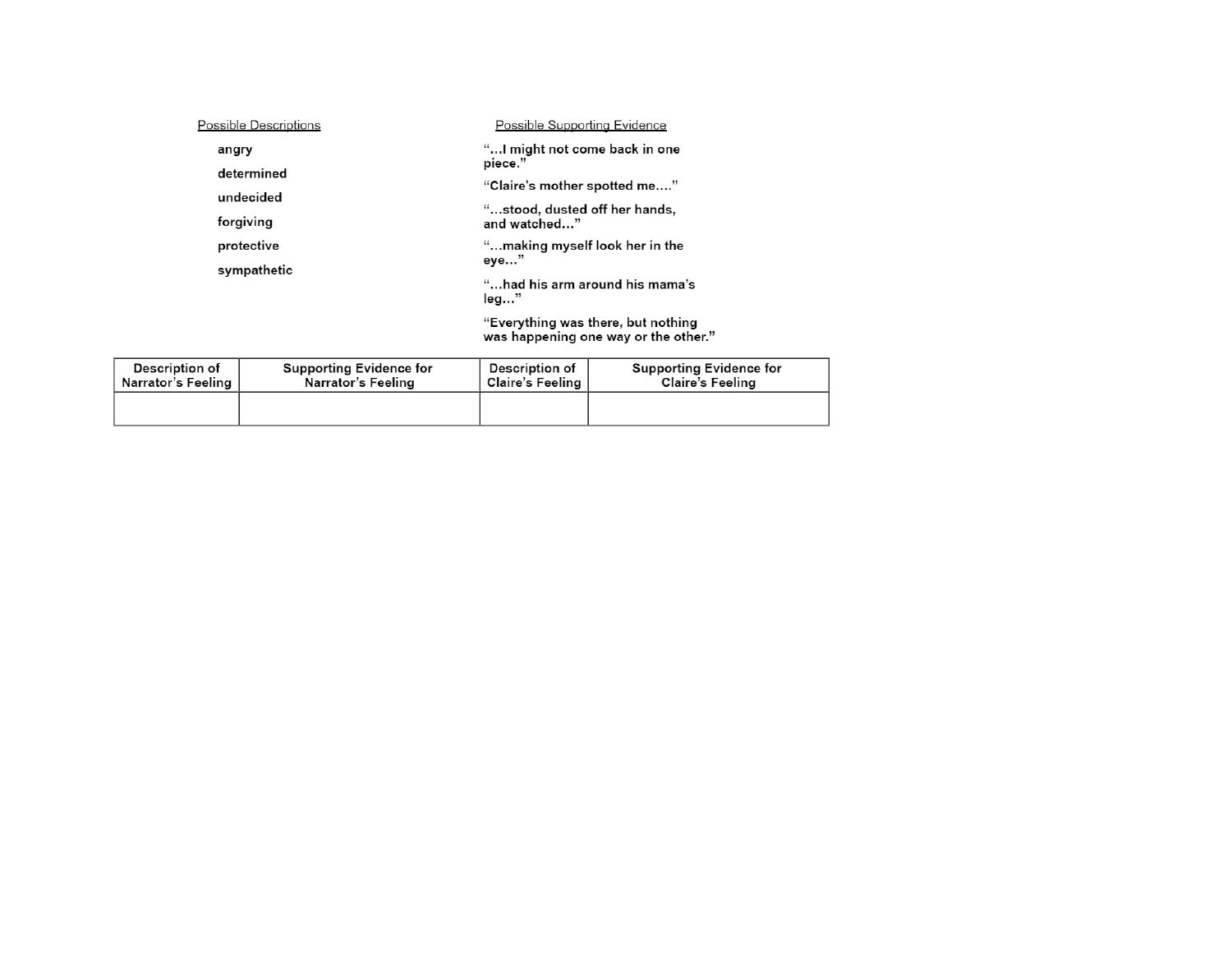<u>Possible Descriptions</u>

- **angry**
- **determined**
- **undecided**
- **forgiving**
- **protective**
- **sympathetic**

<u>Possible Supporting Evidence</u>

- **"…I might not come back in one piece."**
- **"Claire's mother spotted me…."**
- **"…stood, dusted off her hands, and watched…"**
- **"…making myself look her in the eye…"**
- **"…had his arm around his mama's leg…"**
- **"Everything was there, but nothing was happening one way or the other."**

| Description of Narrator's Feeling | Supporting Evidence for Narrator's Feeling | Description of Claire's Feeling | Supporting Evidence for Claire's Feeling |
|---|---|---|---|
| | | | |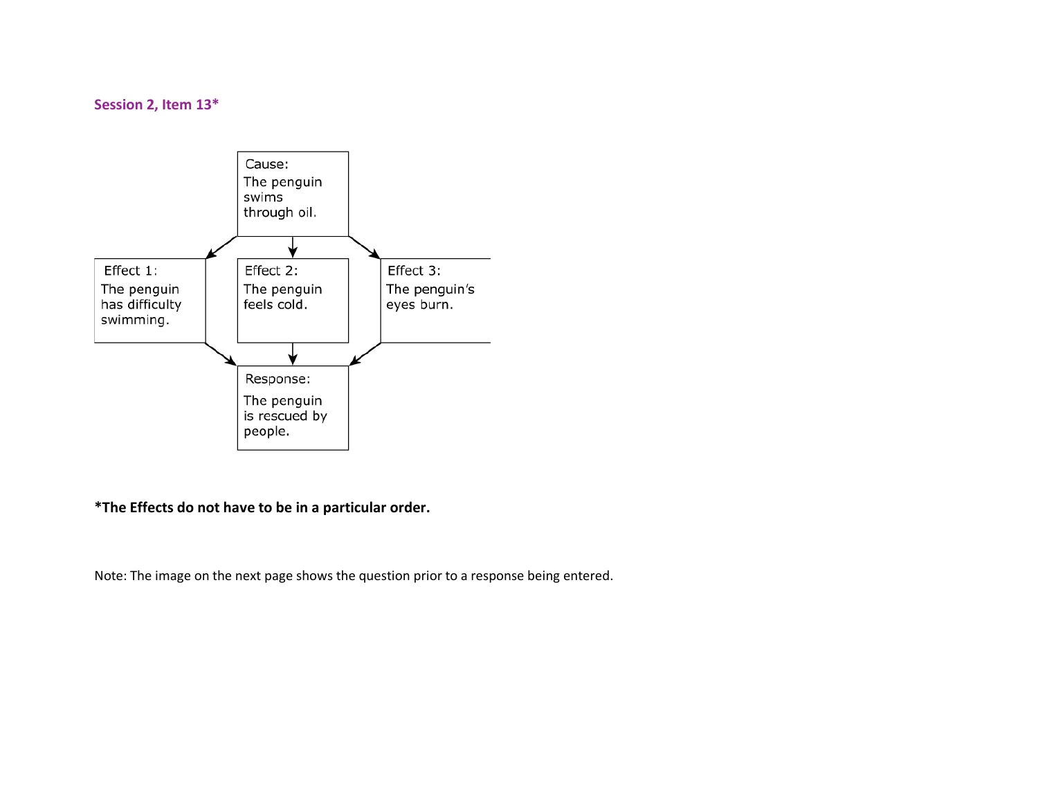### Session 2, Item 13*

Cause:
The penguin swims through oil.

Effect 1:
The penguin has difficulty swimming.

Effect 2:
The penguin feels cold.

Effect 3:
The penguin's eyes burn.

Response:
The penguin is rescued by people.

**\*The Effects do not have to be in a particular order.**

Note: The image on the next page shows the question prior to a response being entered.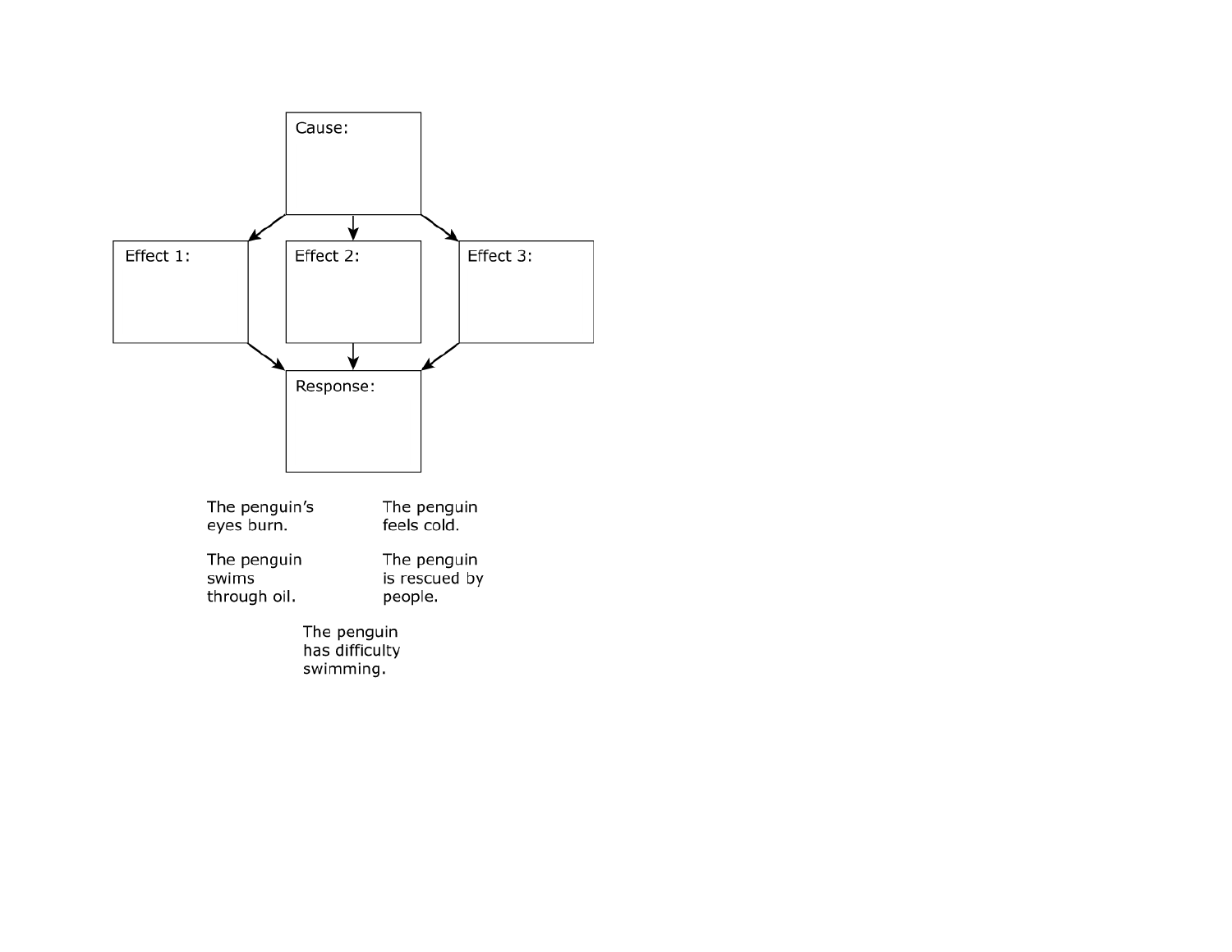Cause:

Effect 1:

Effect 2:

Effect 3:

Response:

The penguin's eyes burn.

The penguin feels cold.

The penguin swims through oil.

The penguin is rescued by people.

The penguin has difficulty swimming.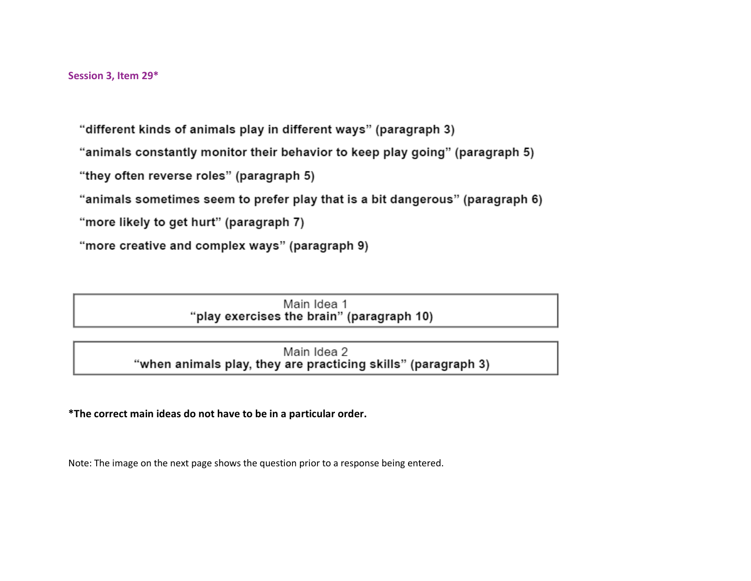### Session 3, Item 29*

“different kinds of animals play in different ways” (paragraph 3)

“animals constantly monitor their behavior to keep play going” (paragraph 5)

“they often reverse roles” (paragraph 5)

“animals sometimes seem to prefer play that is a bit dangerous” (paragraph 6)

“more likely to get hurt” (paragraph 7)

“more creative and complex ways” (paragraph 9)

| Main Idea 1<br>“play exercises the brain” (paragraph 10) |
| --- |

| Main Idea 2<br>“when animals play, they are practicing skills” (paragraph 3) |
| --- |

**\*The correct main ideas do not have to be in a particular order.**

Note: The image on the next page shows the question prior to a response being entered.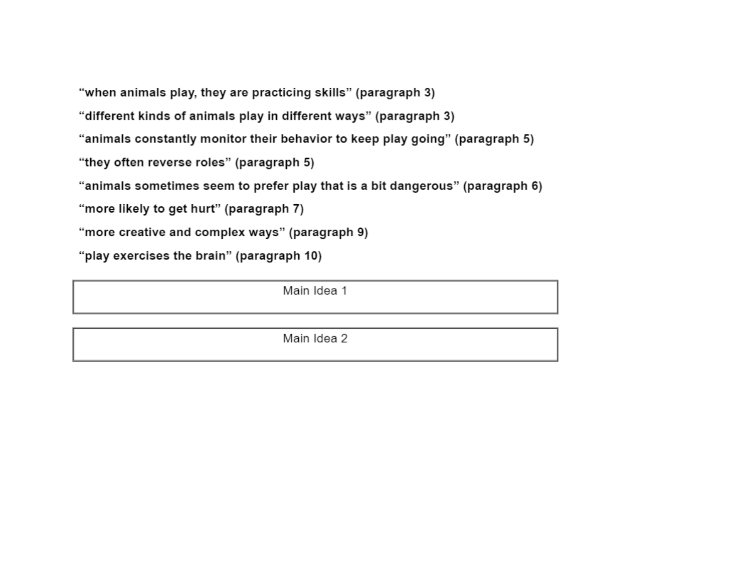**“when animals play, they are practicing skills” (paragraph 3)**

**“different kinds of animals play in different ways” (paragraph 3)**

**“animals constantly monitor their behavior to keep play going” (paragraph 5)**

**“they often reverse roles” (paragraph 5)**

**“animals sometimes seem to prefer play that is a bit dangerous” (paragraph 6)**

**“more likely to get hurt” (paragraph 7)**

**“more creative and complex ways” (paragraph 9)**

**“play exercises the brain” (paragraph 10)**

| Main Idea 1 |
| --- |
| |

| Main Idea 2 |
| --- |
| |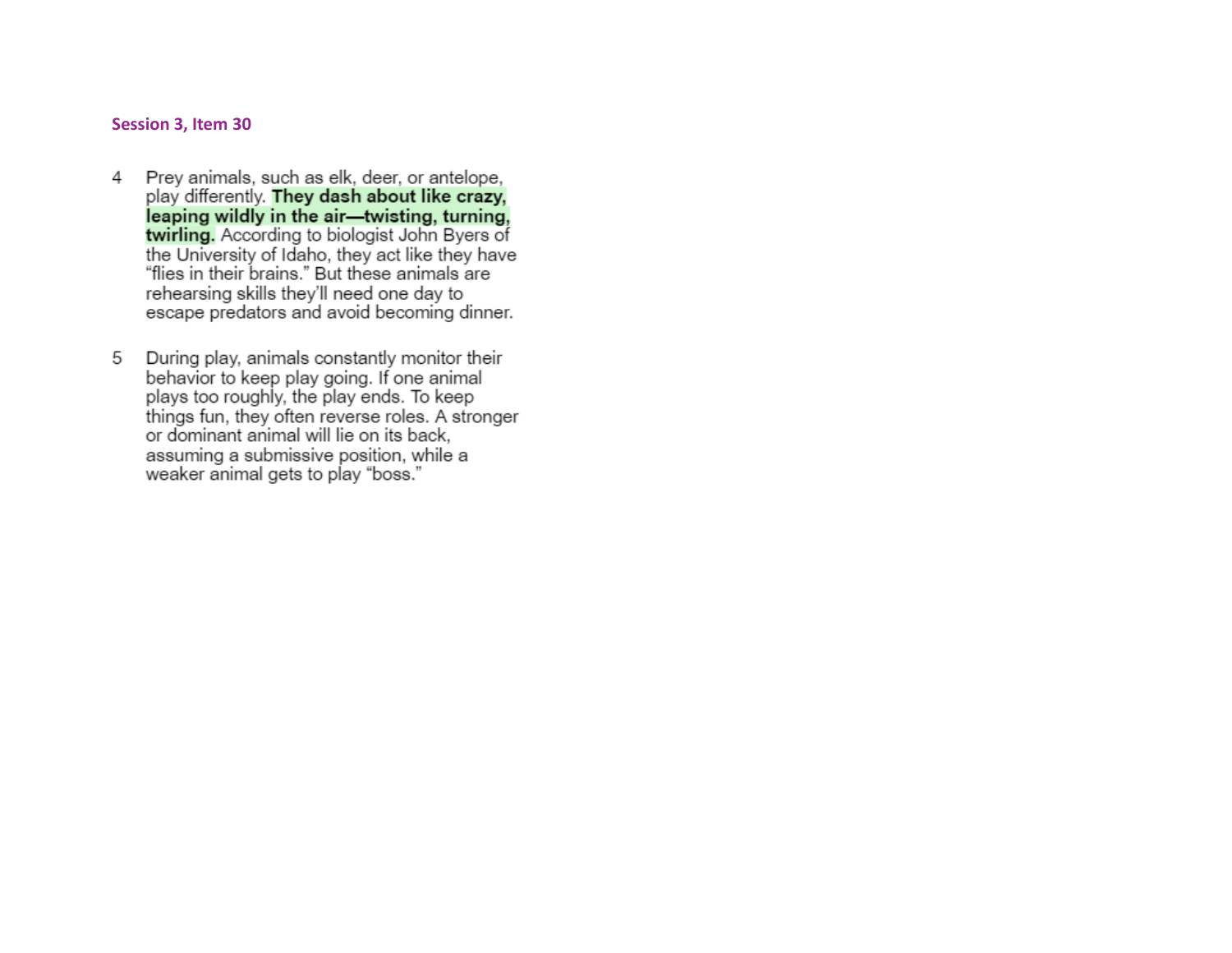**Session 3, Item 30**

4 Prey animals, such as elk, deer, or antelope, play differently. **They dash about like crazy, leaping wildly in the air—twisting, turning, twirling.** According to biologist John Byers of the University of Idaho, they act like they have "flies in their brains." But these animals are rehearsing skills they'll need one day to escape predators and avoid becoming dinner.

5 During play, animals constantly monitor their behavior to keep play going. If one animal plays too roughly, the play ends. To keep things fun, they often reverse roles. A stronger or dominant animal will lie on its back, assuming a submissive position, while a weaker animal gets to play "boss."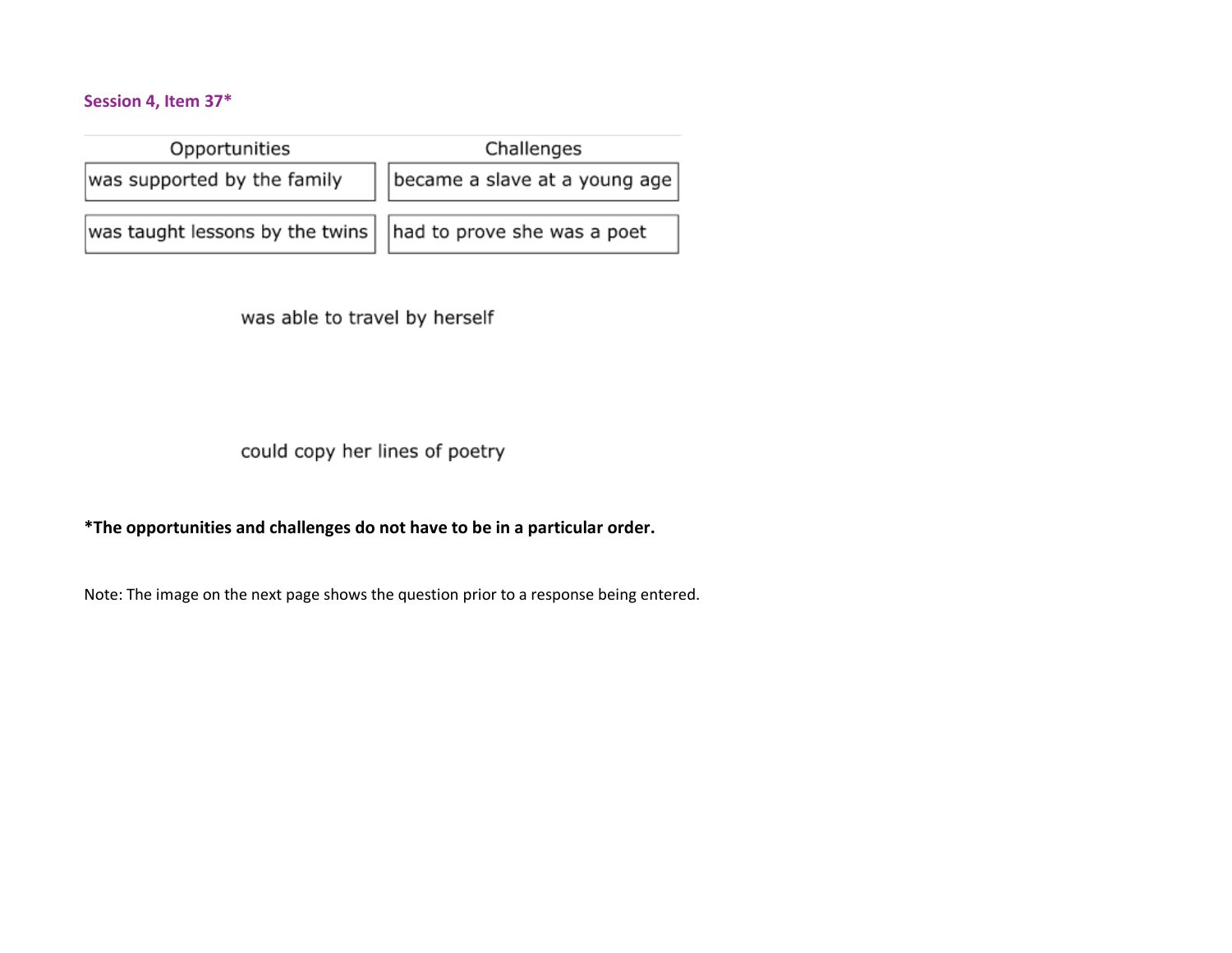**Session 4, Item 37***

| Opportunities | Challenges |
| --- | --- |
| was supported by the family | became a slave at a young age |
| was taught lessons by the twins | had to prove she was a poet |

was able to travel by herself

could copy her lines of poetry

**\*The opportunities and challenges do not have to be in a particular order.**

Note: The image on the next page shows the question prior to a response being entered.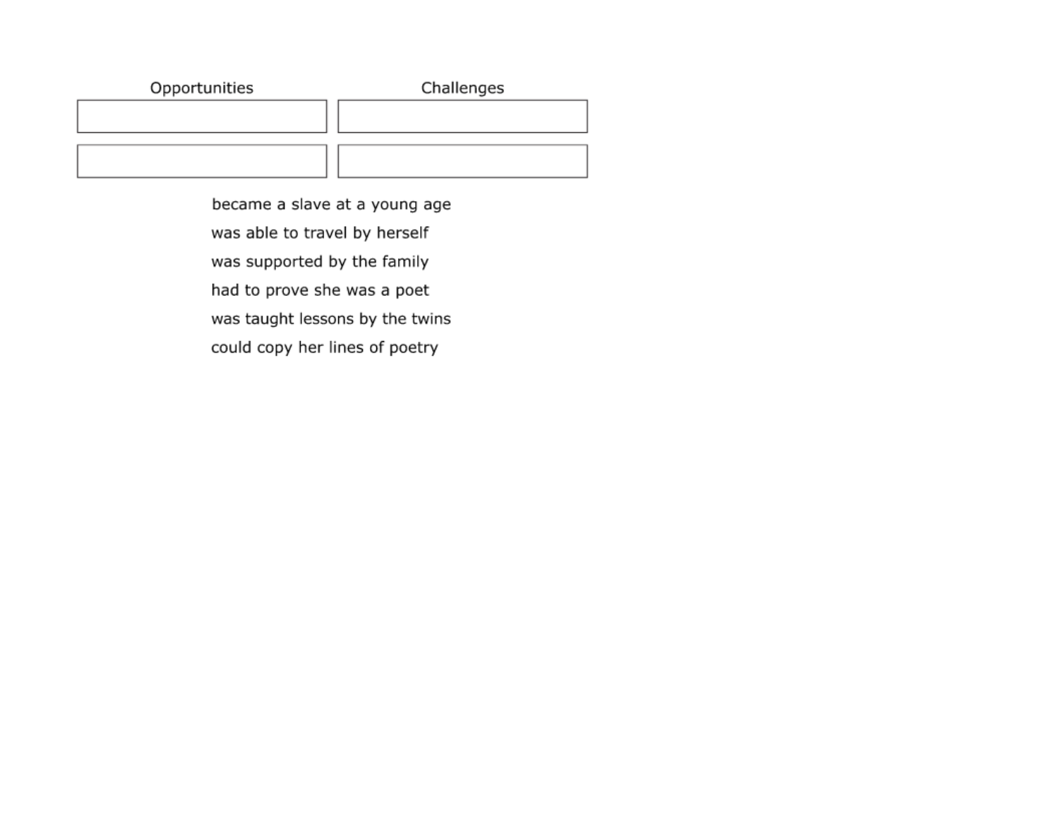| Opportunities | Challenges |
| --- | --- |
| | |
| | |

became a slave at a young age

was able to travel by herself

was supported by the family

had to prove she was a poet

was taught lessons by the twins

could copy her lines of poetry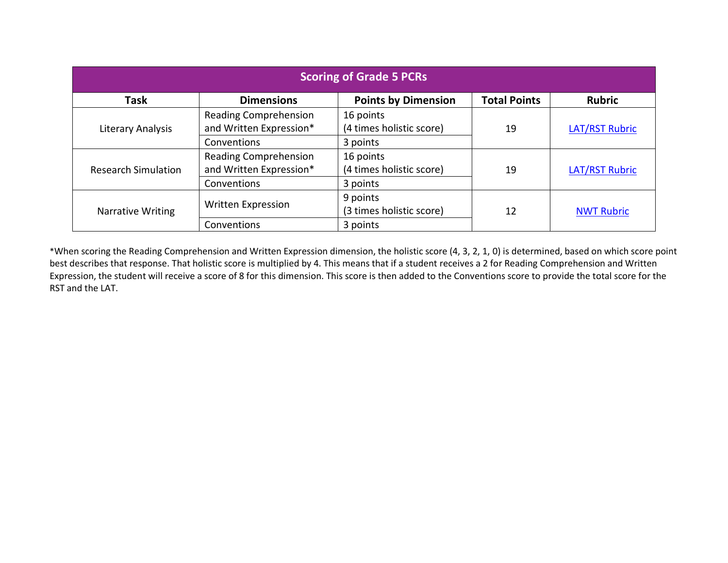| Scoring of Grade 5 PCRs | | | | |
|---|---|---|---|---|
| **Task** | **Dimensions** | **Points by Dimension** | **Total Points** | **Rubric** |
| Literary Analysis | Reading Comprehension and Written Expression* | 16 points (4 times holistic score) | 19 | LAT/RST Rubric |
| | Conventions | 3 points | | |
| Research Simulation | Reading Comprehension and Written Expression* | 16 points (4 times holistic score) | 19 | LAT/RST Rubric |
| | Conventions | 3 points | | |
| Narrative Writing | Written Expression | 9 points (3 times holistic score) | 12 | NWT Rubric |
| | Conventions | 3 points | | |

*When scoring the Reading Comprehension and Written Expression dimension, the holistic score (4, 3, 2, 1, 0) is determined, based on which score point best describes that response. That holistic score is multiplied by 4. This means that if a student receives a 2 for Reading Comprehension and Written Expression, the student will receive a score of 8 for this dimension. This score is then added to the Conventions score to provide the total score for the RST and the LAT.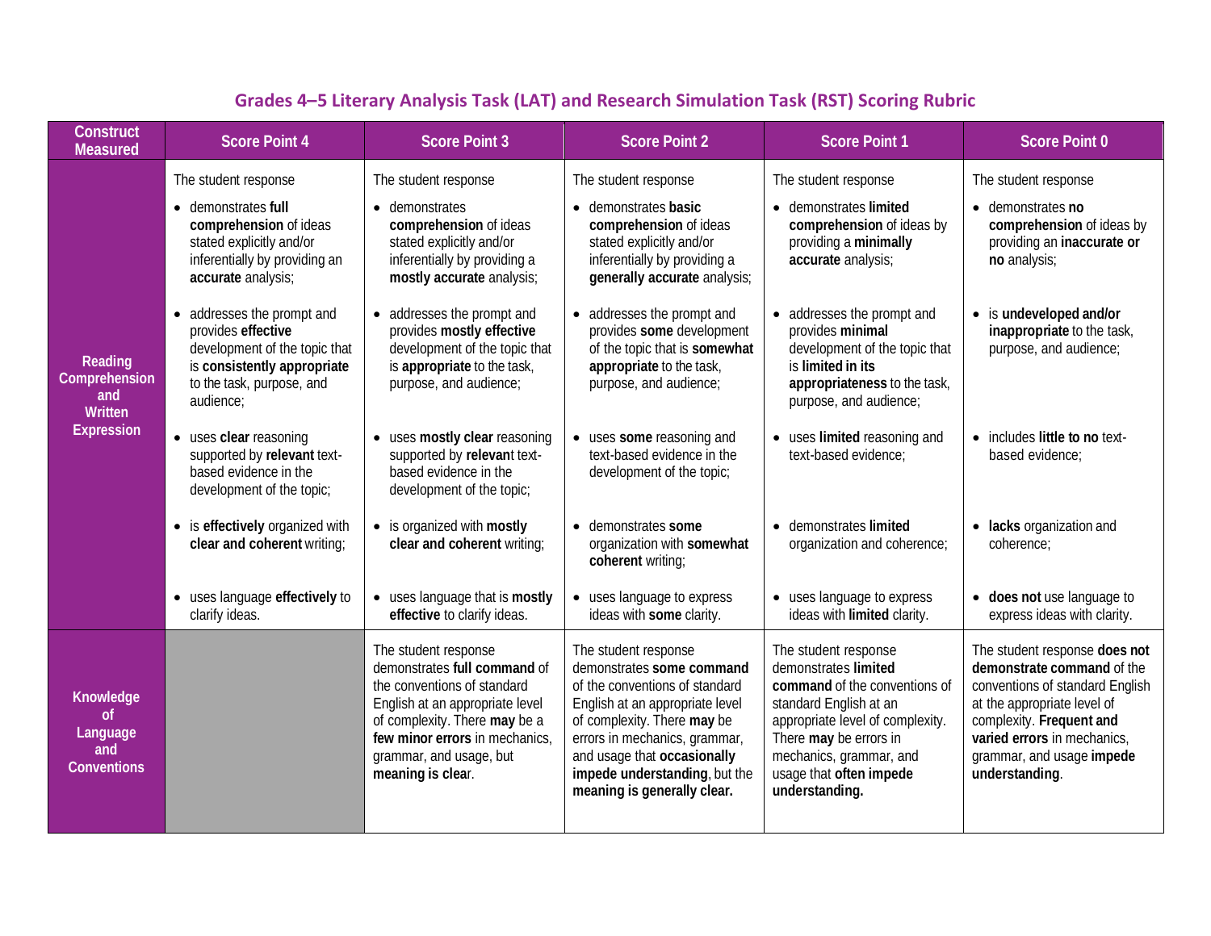## Grades 4–5 Literary Analysis Task (LAT) and Research Simulation Task (RST) Scoring Rubric

| Construct Measured | Score Point 4 | Score Point 3 | Score Point 2 | Score Point 1 | Score Point 0 |
|---|---|---|---|---|---|
| **Reading Comprehension and Written Expression** | The student response<br>• demonstrates **full comprehension** of ideas stated explicitly and/or inferentially by providing an **accurate** analysis;<br>• addresses the prompt and provides **effective** development of the topic that is **consistently appropriate** to the task, purpose, and audience;<br>• uses **clear** reasoning supported by **relevant** text-based evidence in the development of the topic;<br>• is **effectively** organized with **clear and coherent** writing;<br>• uses language **effectively** to clarify ideas. | The student response<br>• demonstrates **comprehension** of ideas stated explicitly and/or inferentially by providing a **mostly accurate** analysis;<br>• addresses the prompt and provides **mostly effective** development of the topic that is **appropriate** to the task, purpose, and audience;<br>• uses **mostly clear** reasoning supported by **relevant** text-based evidence in the development of the topic;<br>• is organized with **mostly clear and coherent** writing;<br>• uses language that is **mostly effective** to clarify ideas. | The student response<br>• demonstrates **basic comprehension** of ideas stated explicitly and/or inferentially by providing a **generally accurate** analysis;<br>• addresses the prompt and provides **some** development of the topic that is **somewhat appropriate** to the task, purpose, and audience;<br>• uses **some** reasoning and text-based evidence in the development of the topic;<br>• demonstrates **some** organization with **somewhat coherent** writing;<br>• uses language to express ideas with **some** clarity. | The student response<br>• demonstrates **limited comprehension** of ideas by providing a **minimally accurate** analysis;<br>• addresses the prompt and provides **minimal** development of the topic that is **limited in its appropriateness** to the task, purpose, and audience;<br>• uses **limited** reasoning and text-based evidence;<br>• demonstrates **limited** organization and coherence;<br>• uses language to express ideas with **limited** clarity. | The student response<br>• demonstrates **no comprehension** of ideas by providing an **inaccurate or no** analysis;<br>• is **undeveloped and/or inappropriate** to the task, purpose, and audience;<br>• includes **little to no** text-based evidence;<br>• **lacks** organization and coherence;<br>• **does not** use language to express ideas with clarity. |
| **Knowledge of Language and Conventions** | | The student response demonstrates **full command** of the conventions of standard English at an appropriate level of complexity. There **may** be a **few minor errors** in mechanics, grammar, and usage, but **meaning is clear**. | The student response demonstrates **some command** of the conventions of standard English at an appropriate level of complexity. There **may** be errors in mechanics, grammar, and usage that **occasionally impede understanding**, but the **meaning is generally clear.** | The student response demonstrates **limited command** of the conventions of standard English at an appropriate level of complexity. There **may** be errors in mechanics, grammar, and usage that **often impede understanding.** | The student response **does not demonstrate command** of the conventions of standard English at the appropriate level of complexity. **Frequent and varied errors** in mechanics, grammar, and usage **impede understanding**. |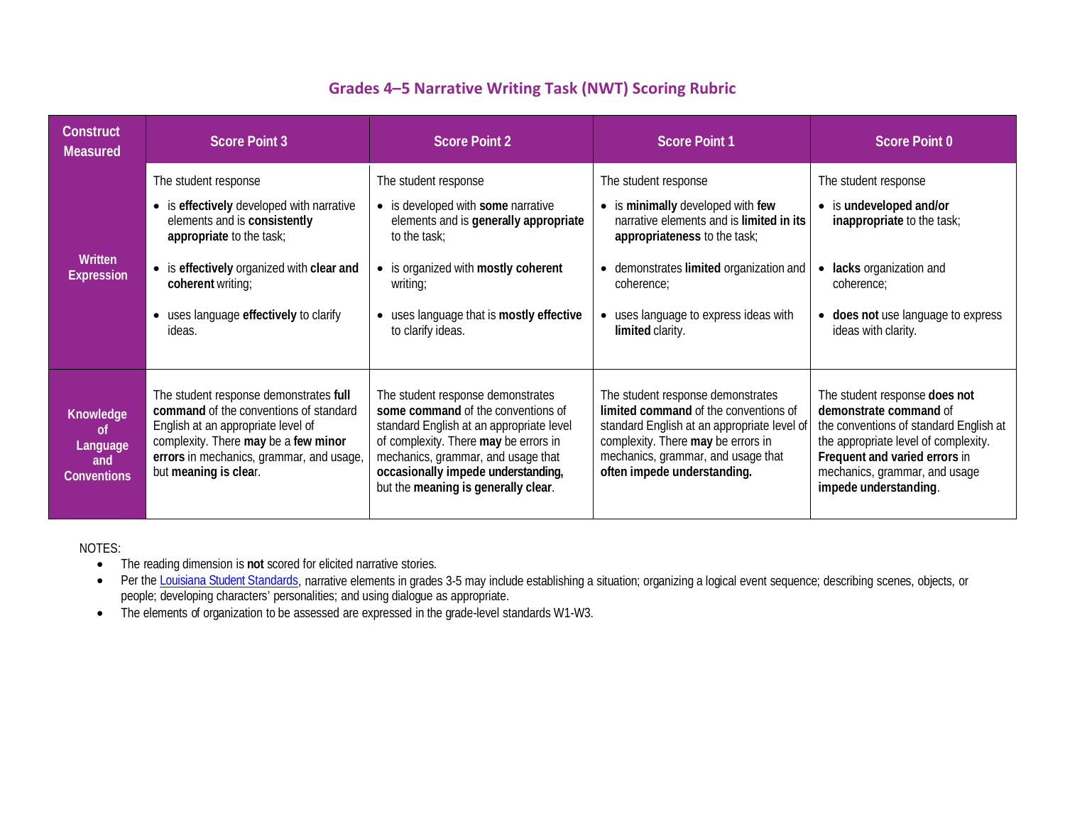## Grades 4–5 Narrative Writing Task (NWT) Scoring Rubric

| Construct Measured | Score Point 3 | Score Point 2 | Score Point 1 | Score Point 0 |
|---|---|---|---|---|
| **Written Expression** | The student response<br>• is **effectively** developed with narrative elements and is **consistently appropriate** to the task;<br>• is **effectively** organized with **clear and coherent** writing;<br>• uses language **effectively** to clarify ideas. | The student response<br>• is developed with **some** narrative elements and is **generally appropriate** to the task;<br>• is organized with **mostly coherent** writing;<br>• uses language that is **mostly effective** to clarify ideas. | The student response<br>• is **minimally** developed with **few** narrative elements and is **limited in its appropriateness** to the task;<br>• demonstrates **limited** organization and coherence;<br>• uses language to express ideas with **limited** clarity. | The student response<br>• is **undeveloped and/or inappropriate** to the task;<br>• **lacks** organization and coherence;<br>• **does not** use language to express ideas with clarity. |
| **Knowledge of Language and Conventions** | The student response demonstrates **full command** of the conventions of standard English at an appropriate level of complexity. There **may** be a **few minor errors** in mechanics, grammar, and usage, but **meaning is clear**. | The student response demonstrates **some command** of the conventions of standard English at an appropriate level of complexity. There **may** be errors in mechanics, grammar, and usage that **occasionally impede understanding,** but the **meaning is generally clear**. | The student response demonstrates **limited command** of the conventions of standard English at an appropriate level of complexity. There **may** be errors in mechanics, grammar, and usage that **often impede understanding.** | The student response **does not demonstrate command** of the conventions of standard English at the appropriate level of complexity. **Frequent and varied errors** in mechanics, grammar, and usage **impede understanding**. |

NOTES:

- The reading dimension is **not** scored for elicited narrative stories.
- Per the Louisiana Student Standards, narrative elements in grades 3-5 may include establishing a situation; organizing a logical event sequence; describing scenes, objects, or people; developing characters' personalities; and using dialogue as appropriate.
- The elements of organization to be assessed are expressed in the grade-level standards W1-W3.